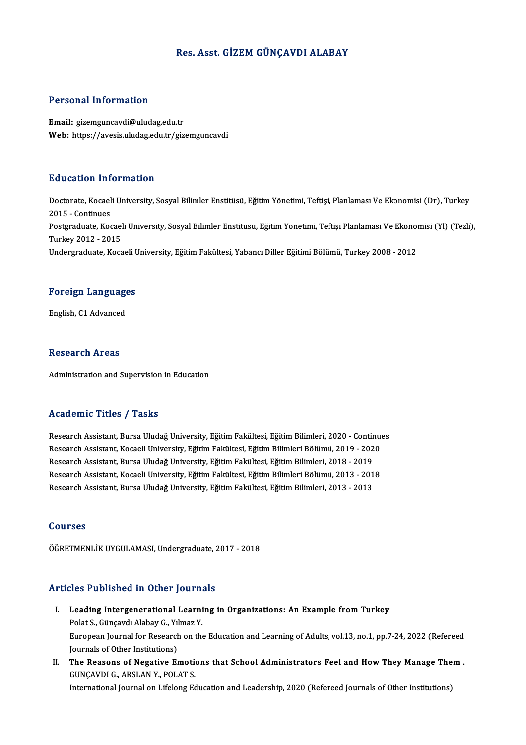# Res. Asst. GİZEM GÜNÇAVDI ALABAY

## Personal Information

**Email:** gizemguncavdi@uludag.edu.tr
**Web:** https://avesis.uludag.edu.tr/gizemguncavdi

## Education Information

Doctorate, Kocaeli University, Sosyal Bilimler Enstitüsü, Eğitim Yönetimi, Teftişi, Planlaması Ve Ekonomisi (Dr), Turkey 2015 - Continues
Postgraduate, Kocaeli University, Sosyal Bilimler Enstitüsü, Eğitim Yönetimi, Teftişi Planlaması Ve Ekonomisi (Yl) (Tezli), Turkey 2012 - 2015
Undergraduate, Kocaeli University, Eğitim Fakültesi, Yabancı Diller Eğitimi Bölümü, Turkey 2008 - 2012

## Foreign Languages

English, C1 Advanced

## Research Areas

Administration and Supervision in Education

## Academic Titles / Tasks

Research Assistant, Bursa Uludağ University, Eğitim Fakültesi, Eğitim Bilimleri, 2020 - Continues
Research Assistant, Kocaeli University, Eğitim Fakültesi, Eğitim Bilimleri Bölümü, 2019 - 2020
Research Assistant, Bursa Uludağ University, Eğitim Fakültesi, Eğitim Bilimleri, 2018 - 2019
Research Assistant, Kocaeli University, Eğitim Fakültesi, Eğitim Bilimleri Bölümü, 2013 - 2018
Research Assistant, Bursa Uludağ University, Eğitim Fakültesi, Eğitim Bilimleri, 2013 - 2013

## Courses

ÖĞRETMENLİK UYGULAMASI, Undergraduate, 2017 - 2018

## Articles Published in Other Journals

I. **Leading Intergenerational Learning in Organizations: An Example from Turkey**
Polat S., Günçavdı Alabay G., Yılmaz Y.
European Journal for Research on the Education and Learning of Adults, vol.13, no.1, pp.7-24, 2022 (Refereed Journals of Other Institutions)

II. **The Reasons of Negative Emotions that School Administrators Feel and How They Manage Them .**
GÜNÇAVDI G., ARSLAN Y., POLAT S.
International Journal on Lifelong Education and Leadership, 2020 (Refereed Journals of Other Institutions)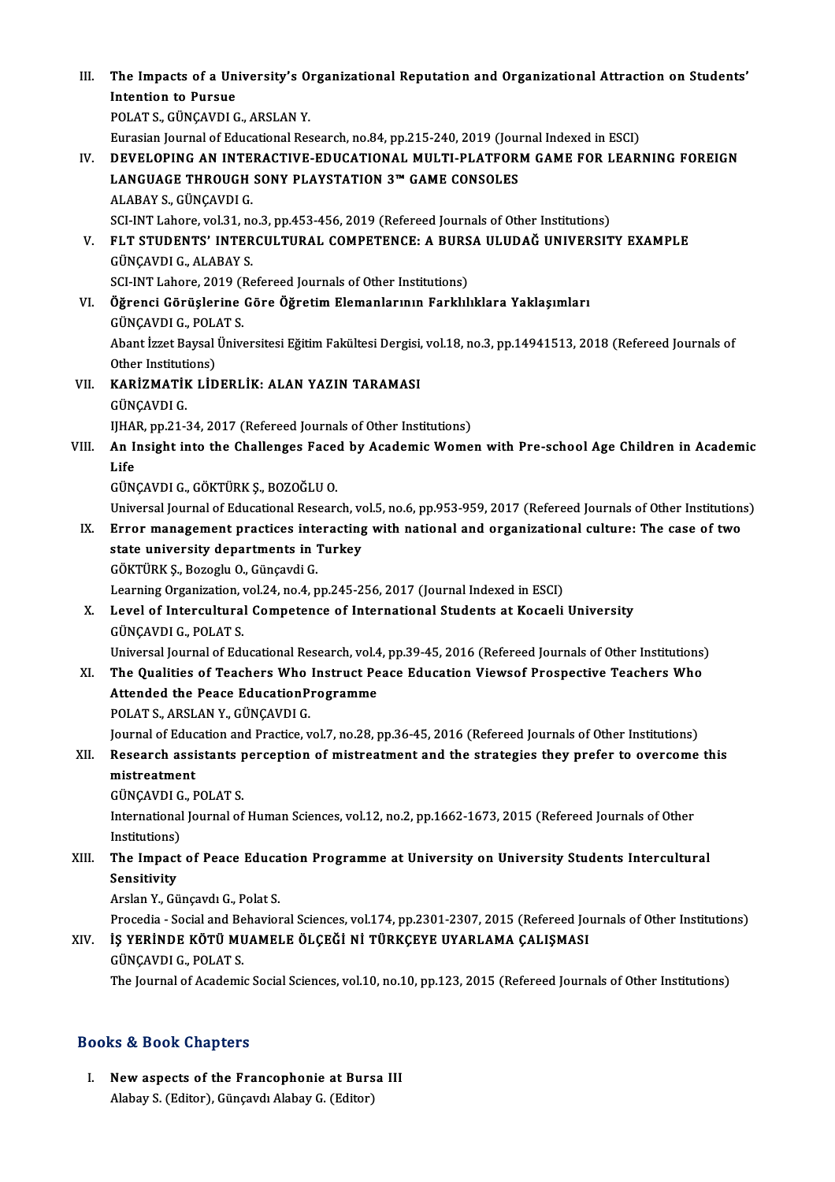III. **The Impacts of a University's Organizational Reputation and Organizational Attraction on Students' Intention to Pursue**
POLAT S., GÜNÇAVDI G., ARSLAN Y.
Eurasian Journal of Educational Research, no.84, pp.215-240, 2019 (Journal Indexed in ESCI)

IV. **DEVELOPING AN INTERACTIVE-EDUCATIONAL MULTI-PLATFORM GAME FOR LEARNING FOREIGN LANGUAGE THROUGH SONY PLAYSTATION 3™ GAME CONSOLES**
ALABAY S., GÜNÇAVDI G.
SCI-INT Lahore, vol.31, no.3, pp.453-456, 2019 (Refereed Journals of Other Institutions)

V. **FLT STUDENTS' INTERCULTURAL COMPETENCE: A BURSA ULUDAĞ UNIVERSITY EXAMPLE**
GÜNÇAVDI G., ALABAY S.
SCI-INT Lahore, 2019 (Refereed Journals of Other Institutions)

VI. **Öğrenci Görüşlerine Göre Öğretim Elemanlarının Farklılıklara Yaklaşımları**
GÜNÇAVDI G., POLAT S.
Abant İzzet Baysal Üniversitesi Eğitim Fakültesi Dergisi, vol.18, no.3, pp.14941513, 2018 (Refereed Journals of Other Institutions)

VII. **KARİZMATİK LİDERLİK: ALAN YAZIN TARAMASI**
GÜNÇAVDI G.
IJHAR, pp.21-34, 2017 (Refereed Journals of Other Institutions)

VIII. **An Insight into the Challenges Faced by Academic Women with Pre-school Age Children in Academic Life**
GÜNÇAVDI G., GÖKTÜRK Ş., BOZOĞLU O.
Universal Journal of Educational Research, vol.5, no.6, pp.953-959, 2017 (Refereed Journals of Other Institutions)

IX. **Error management practices interacting with national and organizational culture: The case of two state university departments in Turkey**
GÖKTÜRK Ş., Bozoglu O., Günçavdi G.
Learning Organization, vol.24, no.4, pp.245-256, 2017 (Journal Indexed in ESCI)

X. **Level of Intercultural Competence of International Students at Kocaeli University**
GÜNÇAVDI G., POLAT S.
Universal Journal of Educational Research, vol.4, pp.39-45, 2016 (Refereed Journals of Other Institutions)

XI. **The Qualities of Teachers Who Instruct Peace Education Viewsof Prospective Teachers Who Attended the Peace EducationProgramme**
POLAT S., ARSLAN Y., GÜNÇAVDI G.
Journal of Education and Practice, vol.7, no.28, pp.36-45, 2016 (Refereed Journals of Other Institutions)

XII. **Research assistants perception of mistreatment and the strategies they prefer to overcome this mistreatment**
GÜNÇAVDI G., POLAT S.
International Journal of Human Sciences, vol.12, no.2, pp.1662-1673, 2015 (Refereed Journals of Other Institutions)

XIII. **The Impact of Peace Education Programme at University on University Students Intercultural Sensitivity**
Arslan Y., Günçavdı G., Polat S.
Procedia - Social and Behavioral Sciences, vol.174, pp.2301-2307, 2015 (Refereed Journals of Other Institutions)

XIV. **İŞ YERİNDE KÖTÜ MUAMELE ÖLÇEĞİ Nİ TÜRKÇEYE UYARLAMA ÇALIŞMASI**
GÜNÇAVDI G., POLAT S.
The Journal of Academic Social Sciences, vol.10, no.10, pp.123, 2015 (Refereed Journals of Other Institutions)

## Books & Book Chapters

I. **New aspects of the Francophonie at Bursa III**
Alabay S. (Editor), Günçavdı Alabay G. (Editor)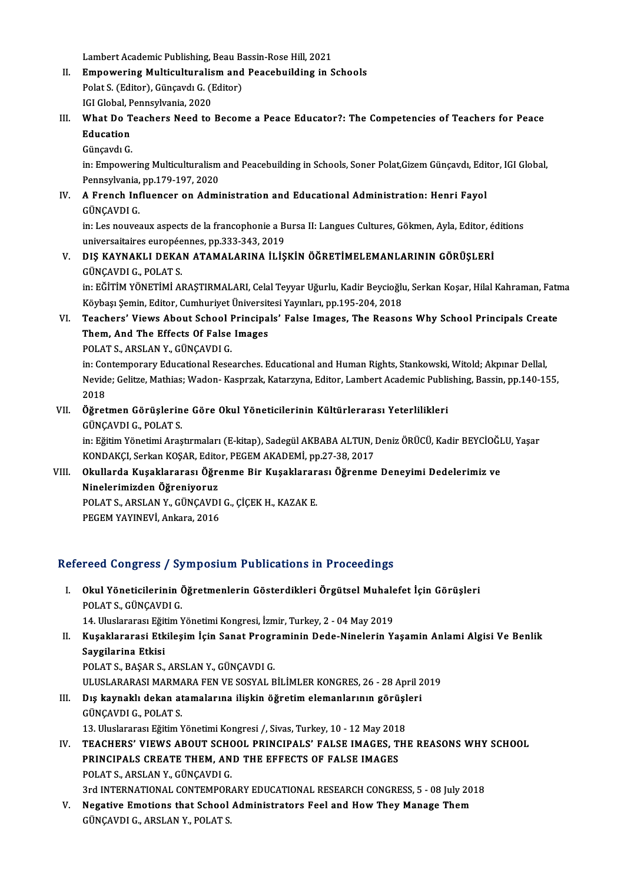Lambert Academic Publishing, Beau Bassin-Rose Hill, 2021

II. **Empowering Multiculturalism and Peacebuilding in Schools**
Polat S. (Editor), Günçavdı G. (Editor)
IGI Global, Pennsylvania, 2020

III. **What Do Teachers Need to Become a Peace Educator?: The Competencies of Teachers for Peace Education**
Günçavdı G.
in: Empowering Multiculturalism and Peacebuilding in Schools, Soner Polat,Gizem Günçavdı, Editor, IGI Global, Pennsylvania, pp.179-197, 2020

IV. **A French Influencer on Administration and Educational Administration: Henri Fayol**
GÜNÇAVDI G.
in: Les nouveaux aspects de la francophonie a Bursa II: Langues Cultures, Gökmen, Ayla, Editor, éditions universaitaires européennes, pp.333-343, 2019

V. **DIŞ KAYNAKLI DEKAN ATAMALARINA İLİŞKİN ÖĞRETİMELEMANLARININ GÖRÜŞLERİ**
GÜNÇAVDI G., POLAT S.
in: EĞİTİM YÖNETİMİ ARAŞTIRMALARI, Celal Teyyar Uğurlu, Kadir Beycioğlu, Serkan Koşar, Hilal Kahraman, Fatma Köybaşı Şemin, Editor, Cumhuriyet Üniversitesi Yayınları, pp.195-204, 2018

VI. **Teachers' Views About School Principals' False Images, The Reasons Why School Principals Create Them, And The Effects Of False Images**
POLAT S., ARSLAN Y., GÜNÇAVDI G.
in: Contemporary Educational Researches. Educational and Human Rights, Stankowski, Witold; Akpınar Dellal, Nevide; Gelitze, Mathias; Wadon- Kasprzak, Katarzyna, Editor, Lambert Academic Publishing, Bassin, pp.140-155, 2018

VII. **Öğretmen Görüşlerine Göre Okul Yöneticilerinin Kültürlerarası Yeterlilikleri**
GÜNÇAVDI G., POLAT S.
in: Eğitim Yönetimi Araştırmaları (E-kitap), Sadegül AKBABA ALTUN, Deniz ÖRÜCÜ, Kadir BEYCİOĞLU, Yaşar KONDAKÇI, Serkan KOŞAR, Editor, PEGEM AKADEMİ, pp.27-38, 2017

VIII. **Okullarda Kuşaklararası Öğrenme Bir Kuşaklararası Öğrenme Deneyimi Dedelerimiz ve Ninelerimizden Öğreniyoruz**
POLAT S., ARSLAN Y., GÜNÇAVDI G., ÇİÇEK H., KAZAK E.
PEGEM YAYINEVİ, Ankara, 2016

## Refereed Congress / Symposium Publications in Proceedings

I. **Okul Yöneticilerinin Öğretmenlerin Gösterdikleri Örgütsel Muhalefet İçin Görüşleri**
POLAT S., GÜNÇAVDI G.
14. Uluslararası Eğitim Yönetimi Kongresi, İzmir, Turkey, 2 - 04 May 2019

II. **Kuşaklararasi Etkileşim İçin Sanat Programinin Dede-Ninelerin Yaşamin Anlami Algisi Ve Benlik Saygilarina Etkisi**
POLAT S., BAŞAR S., ARSLAN Y., GÜNÇAVDI G.
ULUSLARARASI MARMARA FEN VE SOSYAL BİLİMLER KONGRES, 26 - 28 April 2019

III. **Dış kaynaklı dekan atamalarına ilişkin öğretim elemanlarının görüşleri**
GÜNÇAVDI G., POLAT S.
13. Uluslararası Eğitim Yönetimi Kongresi /, Sivas, Turkey, 10 - 12 May 2018

IV. **TEACHERS' VIEWS ABOUT SCHOOL PRINCIPALS' FALSE IMAGES, THE REASONS WHY SCHOOL PRINCIPALS CREATE THEM, AND THE EFFECTS OF FALSE IMAGES**
POLAT S., ARSLAN Y., GÜNÇAVDI G.
3rd INTERNATIONAL CONTEMPORARY EDUCATIONAL RESEARCH CONGRESS, 5 - 08 July 2018

V. **Negative Emotions that School Administrators Feel and How They Manage Them**
GÜNÇAVDI G., ARSLAN Y., POLAT S.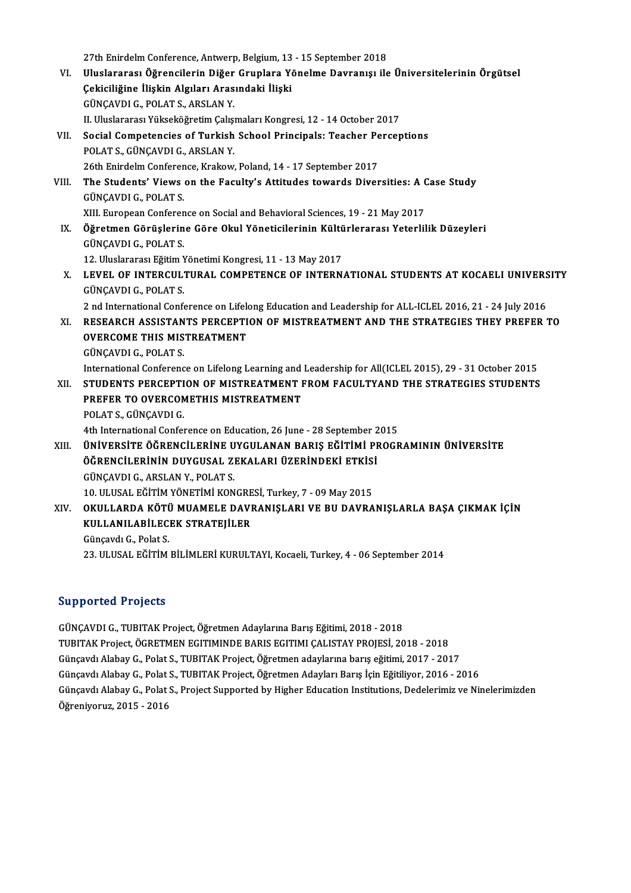27th Enirdelm Conference, Antwerp, Belgium, 13 - 15 September 2018

VI. **Uluslararası Öğrencilerin Diğer Gruplara Yönelme Davranışı ile Üniversitelerinin Örgütsel Çekiciliğine İlişkin Algıları Arasındaki İlişki**
GÜNÇAVDI G., POLAT S., ARSLAN Y.
II. Uluslararası Yükseköğretim Çalışmaları Kongresi, 12 - 14 October 2017

VII. **Social Competencies of Turkish School Principals: Teacher Perceptions**
POLAT S., GÜNÇAVDI G., ARSLAN Y.
26th Enirdelm Conference, Krakow, Poland, 14 - 17 September 2017

VIII. **The Students' Views on the Faculty's Attitudes towards Diversities: A Case Study**
GÜNÇAVDI G., POLAT S.
XIII. European Conference on Social and Behavioral Sciences, 19 - 21 May 2017

IX. **Öğretmen Görüşlerine Göre Okul Yöneticilerinin Kültürlerarası Yeterlilik Düzeyleri**
GÜNÇAVDI G., POLAT S.
12. Uluslararası Eğitim Yönetimi Kongresi, 11 - 13 May 2017

X. **LEVEL OF INTERCULTURAL COMPETENCE OF INTERNATIONAL STUDENTS AT KOCAELI UNIVERSITY**
GÜNÇAVDI G., POLAT S.
2 nd International Conference on Lifelong Education and Leadership for ALL-ICLEL 2016, 21 - 24 July 2016

XI. **RESEARCH ASSISTANTS PERCEPTION OF MISTREATMENT AND THE STRATEGIES THEY PREFER TO OVERCOME THIS MISTREATMENT**
GÜNÇAVDI G., POLAT S.
International Conference on Lifelong Learning and Leadership for All(ICLEL 2015), 29 - 31 October 2015

XII. **STUDENTS PERCEPTION OF MISTREATMENT FROM FACULTYAND THE STRATEGIES STUDENTS PREFER TO OVERCOMETHIS MISTREATMENT**
POLAT S., GÜNÇAVDI G.
4th International Conference on Education, 26 June - 28 September 2015

XIII. **ÜNİVERSİTE ÖĞRENCİLERİNE UYGULANAN BARIŞ EĞİTİMİ PROGRAMININ ÜNİVERSİTE ÖĞRENCİLERİNİN DUYGUSAL ZEKALARI ÜZERİNDEKİ ETKİSİ**
GÜNÇAVDI G., ARSLAN Y., POLAT S.
10. ULUSAL EĞİTİM YÖNETİMİ KONGRESİ, Turkey, 7 - 09 May 2015

XIV. **OKULLARDA KÖTÜ MUAMELE DAVRANIŞLARI VE BU DAVRANIŞLARLA BAŞA ÇIKMAK İÇİN KULLANILABİLECEK STRATEJİLER**
Günçavdı G., Polat S.
23. ULUSAL EĞİTİM BİLİMLERİ KURULTAYI, Kocaeli, Turkey, 4 - 06 September 2014

## Supported Projects

GÜNÇAVDI G., TUBITAK Project, Öğretmen Adaylarına Barış Eğitimi, 2018 - 2018
TUBITAK Project, ÖGRETMEN EGITIMINDE BARIS EGITIMI ÇALISTAY PROJESİ, 2018 - 2018
Günçavdı Alabay G., Polat S., TUBITAK Project, Öğretmen adaylarına barış eğitimi, 2017 - 2017
Günçavdı Alabay G., Polat S., TUBITAK Project, Öğretmen Adayları Barış İçin Eğitiliyor, 2016 - 2016
Günçavdı Alabay G., Polat S., Project Supported by Higher Education Institutions, Dedelerimiz ve Ninelerimizden Öğreniyoruz, 2015 - 2016